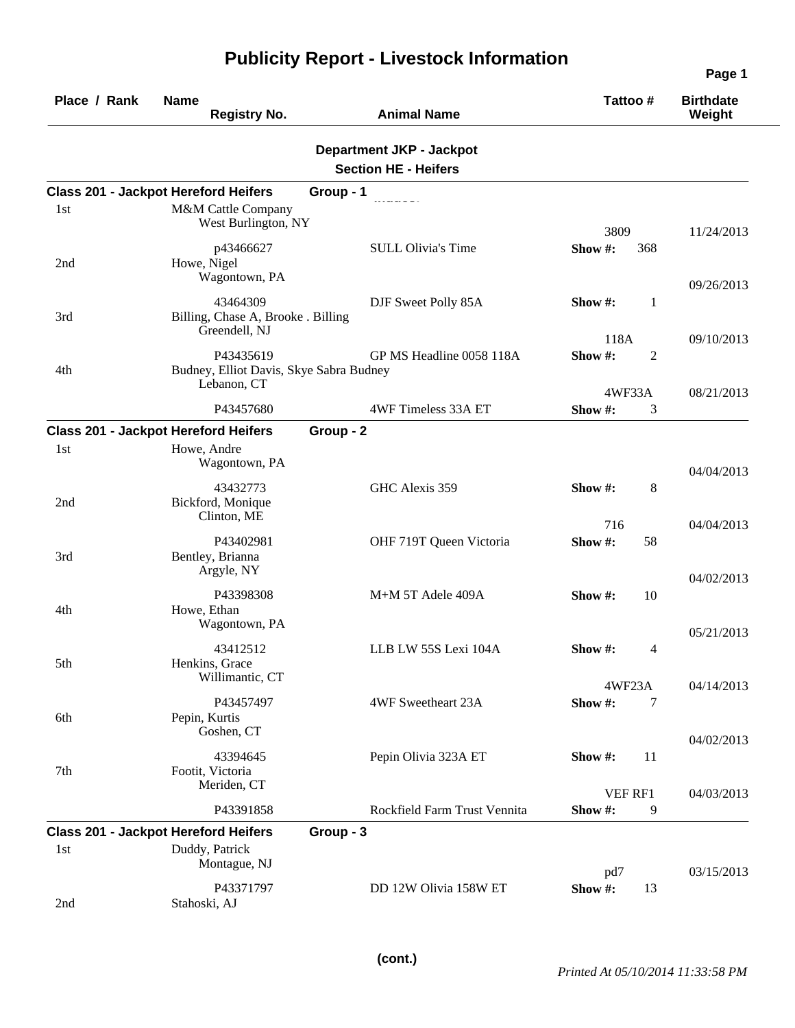# Publicity Report - Livestock Information

| Place / Rank | Name / Registry No. | Animal Name | Tattoo # | Birthdate / Weight |
|---|---|---|---|---|

## Department JKP - Jackpot

### Section HE - Heifers

**Class 201 - Jackpot Hereford Heifers** **Group - 1**

| Place / Rank | Name / Registry No. | Animal Name | Tattoo # | Birthdate / Weight |
|---|---|---|---|---|
| 1st | M&M Cattle Company, West Burlington, NY / p43466627 | SULL Olivia's Time | 3809 / Show #: 368 | 11/24/2013 |
| 2nd | Howe, Nigel, Wagontown, PA / 43464309 | DJF Sweet Polly 85A | Show #: 1 | 09/26/2013 |
| 3rd | Billing, Chase A, Brooke . Billing, Greendell, NJ / P43435619 | GP MS Headline 0058 118A | 118A / Show #: 2 | 09/10/2013 |
| 4th | Budney, Elliot Davis, Skye Sabra Budney, Lebanon, CT / P43457680 | 4WF Timeless 33A ET | 4WF33A / Show #: 3 | 08/21/2013 |

**Class 201 - Jackpot Hereford Heifers** **Group - 2**

| Place / Rank | Name / Registry No. | Animal Name | Tattoo # | Birthdate / Weight |
|---|---|---|---|---|
| 1st | Howe, Andre, Wagontown, PA / 43432773 | GHC Alexis 359 | Show #: 8 | 04/04/2013 |
| 2nd | Bickford, Monique, Clinton, ME / P43402981 | OHF 719T Queen Victoria | 716 / Show #: 58 | 04/04/2013 |
| 3rd | Bentley, Brianna, Argyle, NY / P43398308 | M+M 5T Adele 409A | Show #: 10 | 04/02/2013 |
| 4th | Howe, Ethan, Wagontown, PA / 43412512 | LLB LW 55S Lexi 104A | Show #: 4 | 05/21/2013 |
| 5th | Henkins, Grace, Willimantic, CT / P43457497 | 4WF Sweetheart 23A | 4WF23A / Show #: 7 | 04/14/2013 |
| 6th | Pepin, Kurtis, Goshen, CT / 43394645 | Pepin Olivia 323A ET | Show #: 11 | 04/02/2013 |
| 7th | Footit, Victoria, Meriden, CT / P43391858 | Rockfield Farm Trust Vennita | VEF RF1 / Show #: 9 | 04/03/2013 |

**Class 201 - Jackpot Hereford Heifers** **Group - 3**

| Place / Rank | Name / Registry No. | Animal Name | Tattoo # | Birthdate / Weight |
|---|---|---|---|---|
| 1st | Duddy, Patrick, Montague, NJ / P43371797 | DD 12W Olivia 158W ET | pd7 / Show #: 13 | 03/15/2013 |
| 2nd | Stahoski, AJ | | | |

(cont.)

*Printed At 05/10/2014 11:33:58 PM*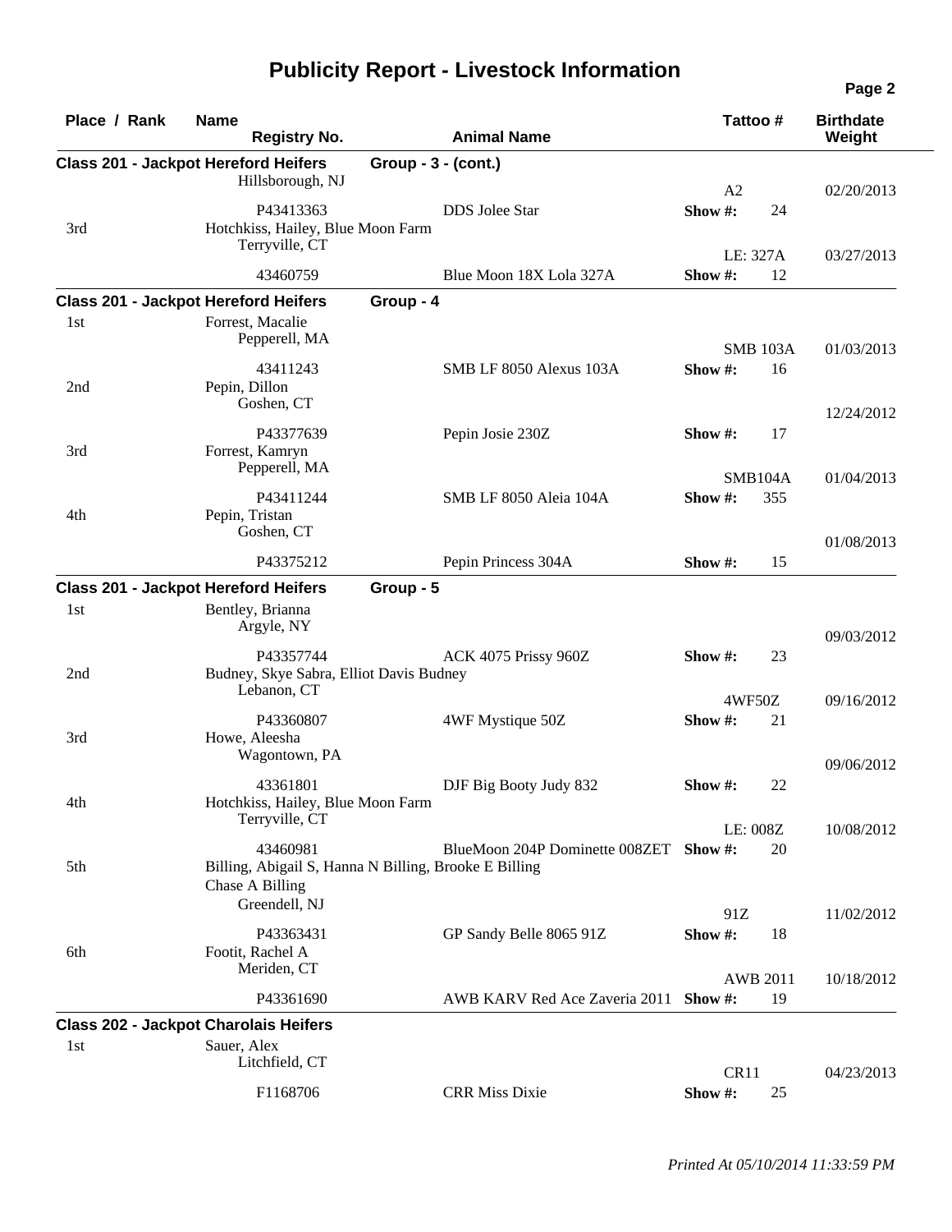# Publicity Report - Livestock Information

| Place / Rank | Name / Registry No. | Animal Name | Tattoo # | Show # | Birthdate / Weight |
|---|---|---|---|---|---|
| **Class 201 - Jackpot Hereford Heifers** | **Group - 3 - (cont.)** | | | | |
| | Hillsborough, NJ | | A2 | | 02/20/2013 |
| | P43413363 | DDS Jolee Star | | Show #: 24 | |
| 3rd | Hotchkiss, Hailey, Blue Moon Farm<br>Terryville, CT | | LE: 327A | | 03/27/2013 |
| | 43460759 | Blue Moon 18X Lola 327A | | Show #: 12 | |
| **Class 201 - Jackpot Hereford Heifers** | **Group - 4** | | | | |
| 1st | Forrest, Macalie<br>Pepperell, MA | | SMB 103A | | 01/03/2013 |
| | 43411243 | SMB LF 8050 Alexus 103A | | Show #: 16 | |
| 2nd | Pepin, Dillon<br>Goshen, CT | | | | 12/24/2012 |
| | P43377639 | Pepin Josie 230Z | | Show #: 17 | |
| 3rd | Forrest, Kamryn<br>Pepperell, MA | | SMB104A | | 01/04/2013 |
| | P43411244 | SMB LF 8050 Aleia 104A | | Show #: 355 | |
| 4th | Pepin, Tristan<br>Goshen, CT | | | | 01/08/2013 |
| | P43375212 | Pepin Princess 304A | | Show #: 15 | |
| **Class 201 - Jackpot Hereford Heifers** | **Group - 5** | | | | |
| 1st | Bentley, Brianna<br>Argyle, NY | | | | 09/03/2012 |
| | P43357744 | ACK 4075 Prissy 960Z | | Show #: 23 | |
| 2nd | Budney, Skye Sabra, Elliot Davis Budney<br>Lebanon, CT | | 4WF50Z | | 09/16/2012 |
| | P43360807 | 4WF Mystique 50Z | | Show #: 21 | |
| 3rd | Howe, Aleesha<br>Wagontown, PA | | | | 09/06/2012 |
| | 43361801 | DJF Big Booty Judy 832 | | Show #: 22 | |
| 4th | Hotchkiss, Hailey, Blue Moon Farm<br>Terryville, CT | | LE: 008Z | | 10/08/2012 |
| | 43460981 | BlueMoon 204P Dominette 008ZET | | Show #: 20 | |
| 5th | Billing, Abigail S, Hanna N Billing, Brooke E Billing<br>Chase A Billing<br>Greendell, NJ | | 91Z | | 11/02/2012 |
| | P43363431 | GP Sandy Belle 8065 91Z | | Show #: 18 | |
| 6th | Footit, Rachel A<br>Meriden, CT | | AWB 2011 | | 10/18/2012 |
| | P43361690 | AWB KARV Red Ace Zaveria 2011 | | Show #: 19 | |
| **Class 202 - Jackpot Charolais Heifers** | | | | | |
| 1st | Sauer, Alex<br>Litchfield, CT | | CR11 | | 04/23/2013 |
| | F1168706 | CRR Miss Dixie | | Show #: 25 | |

*Printed At 05/10/2014 11:33:59 PM*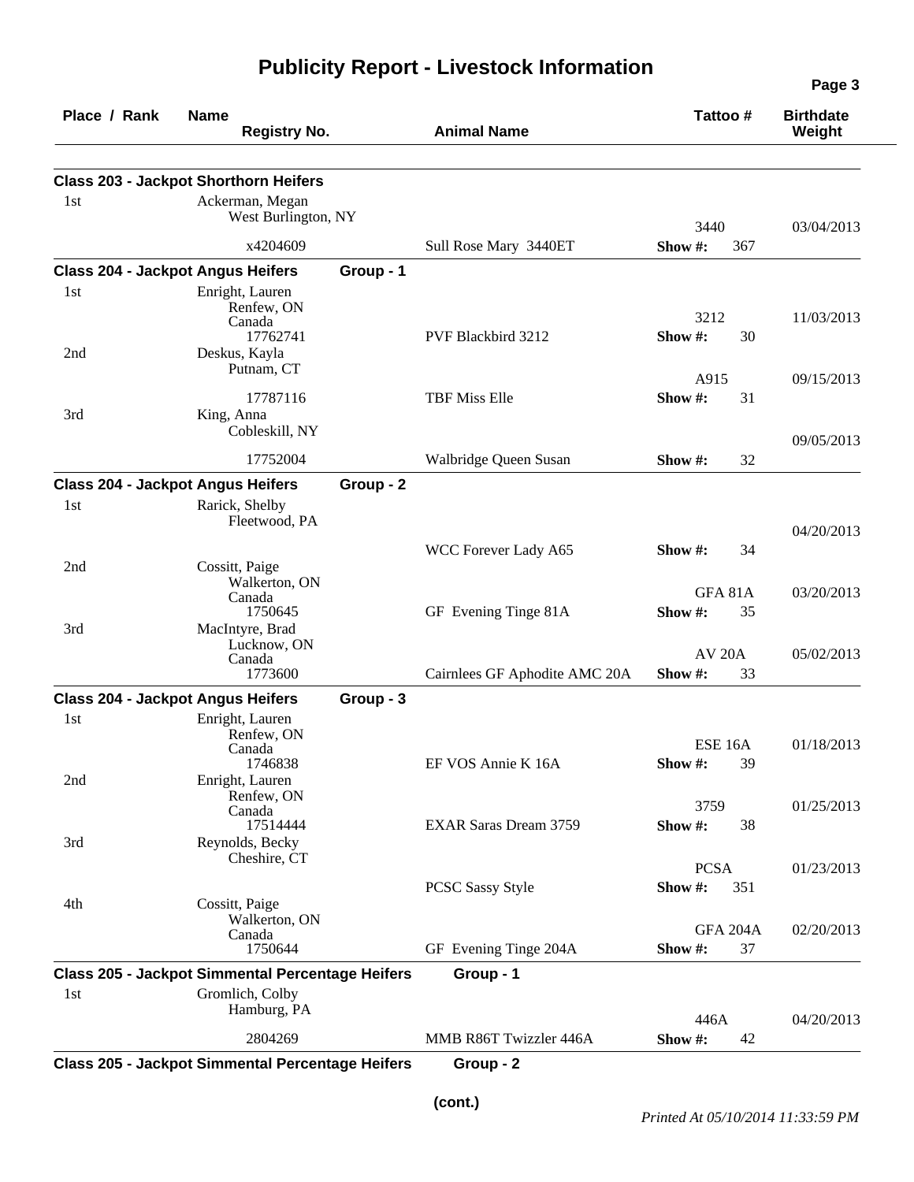# Publicity Report - Livestock Information

| Place / Rank | Name / Registry No. | Animal Name | Tattoo # | Birthdate / Weight |
|---|---|---|---|---|

**Class 203 - Jackpot Shorthorn Heifers**

| Place / Rank | Name / Registry No. | Animal Name | Tattoo # | Birthdate / Weight |
|---|---|---|---|---|
| 1st | Ackerman, Megan<br>West Burlington, NY<br>x4204609 | Sull Rose Mary 3440ET | 3440<br>Show #: 367 | 03/04/2013 |

**Class 204 - Jackpot Angus Heifers** Group - 1

| Place / Rank | Name / Registry No. | Animal Name | Tattoo # | Birthdate / Weight |
|---|---|---|---|---|
| 1st | Enright, Lauren<br>Renfew, ON<br>Canada<br>17762741 | PVF Blackbird 3212 | 3212<br>Show #: 30 | 11/03/2013 |
| 2nd | Deskus, Kayla<br>Putnam, CT<br>17787116 | TBF Miss Elle | A915<br>Show #: 31 | 09/15/2013 |
| 3rd | King, Anna<br>Cobleskill, NY<br>17752004 | Walbridge Queen Susan | Show #: 32 | 09/05/2013 |

**Class 204 - Jackpot Angus Heifers** Group - 2

| Place / Rank | Name / Registry No. | Animal Name | Tattoo # | Birthdate / Weight |
|---|---|---|---|---|
| 1st | Rarick, Shelby<br>Fleetwood, PA | WCC Forever Lady A65 | Show #: 34 | 04/20/2013 |
| 2nd | Cossitt, Paige<br>Walkerton, ON<br>Canada<br>1750645 | GF Evening Tinge 81A | GFA 81A<br>Show #: 35 | 03/20/2013 |
| 3rd | MacIntyre, Brad<br>Lucknow, ON<br>Canada<br>1773600 | Cairnlees GF Aphodite AMC 20A | AV 20A<br>Show #: 33 | 05/02/2013 |

**Class 204 - Jackpot Angus Heifers** Group - 3

| Place / Rank | Name / Registry No. | Animal Name | Tattoo # | Birthdate / Weight |
|---|---|---|---|---|
| 1st | Enright, Lauren<br>Renfew, ON<br>Canada<br>1746838 | EF VOS Annie K 16A | ESE 16A<br>Show #: 39 | 01/18/2013 |
| 2nd | Enright, Lauren<br>Renfew, ON<br>Canada<br>17514444 | EXAR Saras Dream 3759 | 3759<br>Show #: 38 | 01/25/2013 |
| 3rd | Reynolds, Becky<br>Cheshire, CT | PCSC Sassy Style | PCSA<br>Show #: 351 | 01/23/2013 |
| 4th | Cossitt, Paige<br>Walkerton, ON<br>Canada<br>1750644 | GF Evening Tinge 204A | GFA 204A<br>Show #: 37 | 02/20/2013 |

**Class 205 - Jackpot Simmental Percentage Heifers** Group - 1

| Place / Rank | Name / Registry No. | Animal Name | Tattoo # | Birthdate / Weight |
|---|---|---|---|---|
| 1st | Gromlich, Colby<br>Hamburg, PA<br>2804269 | MMB R86T Twizzler 446A | 446A<br>Show #: 42 | 04/20/2013 |

**Class 205 - Jackpot Simmental Percentage Heifers** Group - 2

(cont.)

*Printed At 05/10/2014 11:33:59 PM*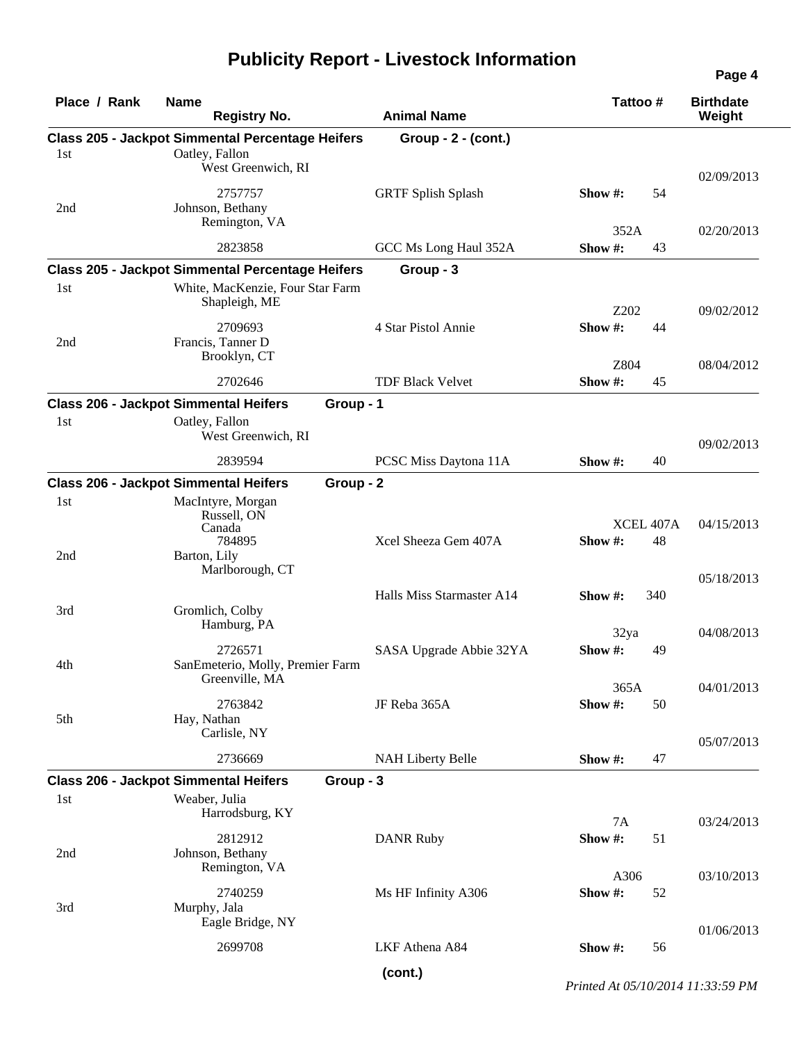# Publicity Report - Livestock Information

| Place / Rank | Name / Registry No. | Animal Name | Tattoo # | Birthdate / Weight |
|---|---|---|---|---|
| **Class 205 - Jackpot Simmental Percentage Heifers** | | **Group - 2 - (cont.)** | | |
| 1st | Oatley, Fallon<br>West Greenwich, RI<br>2757757 | GRTF Splish Splash | Show #: 54 | 02/09/2013 |
| 2nd | Johnson, Bethany<br>Remington, VA<br>2823858 | GCC Ms Long Haul 352A | 352A<br>Show #: 43 | 02/20/2013 |
| **Class 205 - Jackpot Simmental Percentage Heifers** | | **Group - 3** | | |
| 1st | White, MacKenzie, Four Star Farm<br>Shapleigh, ME<br>2709693 | 4 Star Pistol Annie | Z202<br>Show #: 44 | 09/02/2012 |
| 2nd | Francis, Tanner D<br>Brooklyn, CT<br>2702646 | TDF Black Velvet | Z804<br>Show #: 45 | 08/04/2012 |
| **Class 206 - Jackpot Simmental Heifers** | **Group - 1** | | | |
| 1st | Oatley, Fallon<br>West Greenwich, RI<br>2839594 | PCSC Miss Daytona 11A | Show #: 40 | 09/02/2013 |
| **Class 206 - Jackpot Simmental Heifers** | **Group - 2** | | | |
| 1st | MacIntyre, Morgan<br>Russell, ON<br>Canada<br>784895 | Xcel Sheeza Gem 407A | XCEL 407A<br>Show #: 48 | 04/15/2013 |
| 2nd | Barton, Lily<br>Marlborough, CT | Halls Miss Starmaster A14 | Show #: 340 | 05/18/2013 |
| 3rd | Gromlich, Colby<br>Hamburg, PA<br>2726571 | SASA Upgrade Abbie 32YA | 32ya<br>Show #: 49 | 04/08/2013 |
| 4th | SanEmeterio, Molly, Premier Farm<br>Greenville, MA<br>2763842 | JF Reba 365A | 365A<br>Show #: 50 | 04/01/2013 |
| 5th | Hay, Nathan<br>Carlisle, NY<br>2736669 | NAH Liberty Belle | Show #: 47 | 05/07/2013 |
| **Class 206 - Jackpot Simmental Heifers** | **Group - 3** | | | |
| 1st | Weaber, Julia<br>Harrodsburg, KY<br>2812912 | DANR Ruby | 7A<br>Show #: 51 | 03/24/2013 |
| 2nd | Johnson, Bethany<br>Remington, VA<br>2740259 | Ms HF Infinity A306 | A306<br>Show #: 52 | 03/10/2013 |
| 3rd | Murphy, Jala<br>Eagle Bridge, NY<br>2699708 | LKF Athena A84 | Show #: 56 | 01/06/2013 |

**(cont.)**

*Printed At 05/10/2014 11:33:59 PM*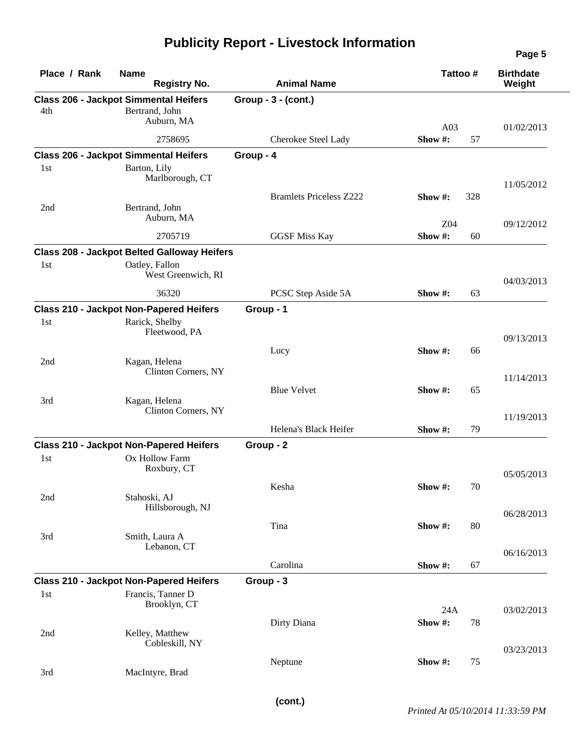# Publicity Report - Livestock Information

| Place / Rank | Name / Registry No. | Animal Name | Tattoo # | Show # | Birthdate / Weight |
|---|---|---|---|---|---|
| **Class 206 - Jackpot Simmental Heifers** | | **Group - 3 - (cont.)** | | | |
| 4th | Bertrand, John<br>Auburn, MA<br>2758695 | Cherokee Steel Lady | A03 | 57 | 01/02/2013 |
| **Class 206 - Jackpot Simmental Heifers** | | **Group - 4** | | | |
| 1st | Barton, Lily<br>Marlborough, CT | Bramlets Priceless Z222 | | 328 | 11/05/2012 |
| 2nd | Bertrand, John<br>Auburn, MA<br>2705719 | GGSF Miss Kay | Z04 | 60 | 09/12/2012 |
| **Class 208 - Jackpot Belted Galloway Heifers** | | | | | |
| 1st | Oatley, Fallon<br>West Greenwich, RI<br>36320 | PCSC Step Aside 5A | | 63 | 04/03/2013 |
| **Class 210 - Jackpot Non-Papered Heifers** | | **Group - 1** | | | |
| 1st | Rarick, Shelby<br>Fleetwood, PA | Lucy | | 66 | 09/13/2013 |
| 2nd | Kagan, Helena<br>Clinton Corners, NY | Blue Velvet | | 65 | 11/14/2013 |
| 3rd | Kagan, Helena<br>Clinton Corners, NY | Helena's Black Heifer | | 79 | 11/19/2013 |
| **Class 210 - Jackpot Non-Papered Heifers** | | **Group - 2** | | | |
| 1st | Ox Hollow Farm<br>Roxbury, CT | Kesha | | 70 | 05/05/2013 |
| 2nd | Stahoski, AJ<br>Hillsborough, NJ | Tina | | 80 | 06/28/2013 |
| 3rd | Smith, Laura A<br>Lebanon, CT | Carolina | | 67 | 06/16/2013 |
| **Class 210 - Jackpot Non-Papered Heifers** | | **Group - 3** | | | |
| 1st | Francis, Tanner D<br>Brooklyn, CT | Dirty Diana | 24A | 78 | 03/02/2013 |
| 2nd | Kelley, Matthew<br>Cobleskill, NY | Neptune | | 75 | 03/23/2013 |
| 3rd | MacIntyre, Brad | | | | |

(cont.)

*Printed At 05/10/2014 11:33:59 PM*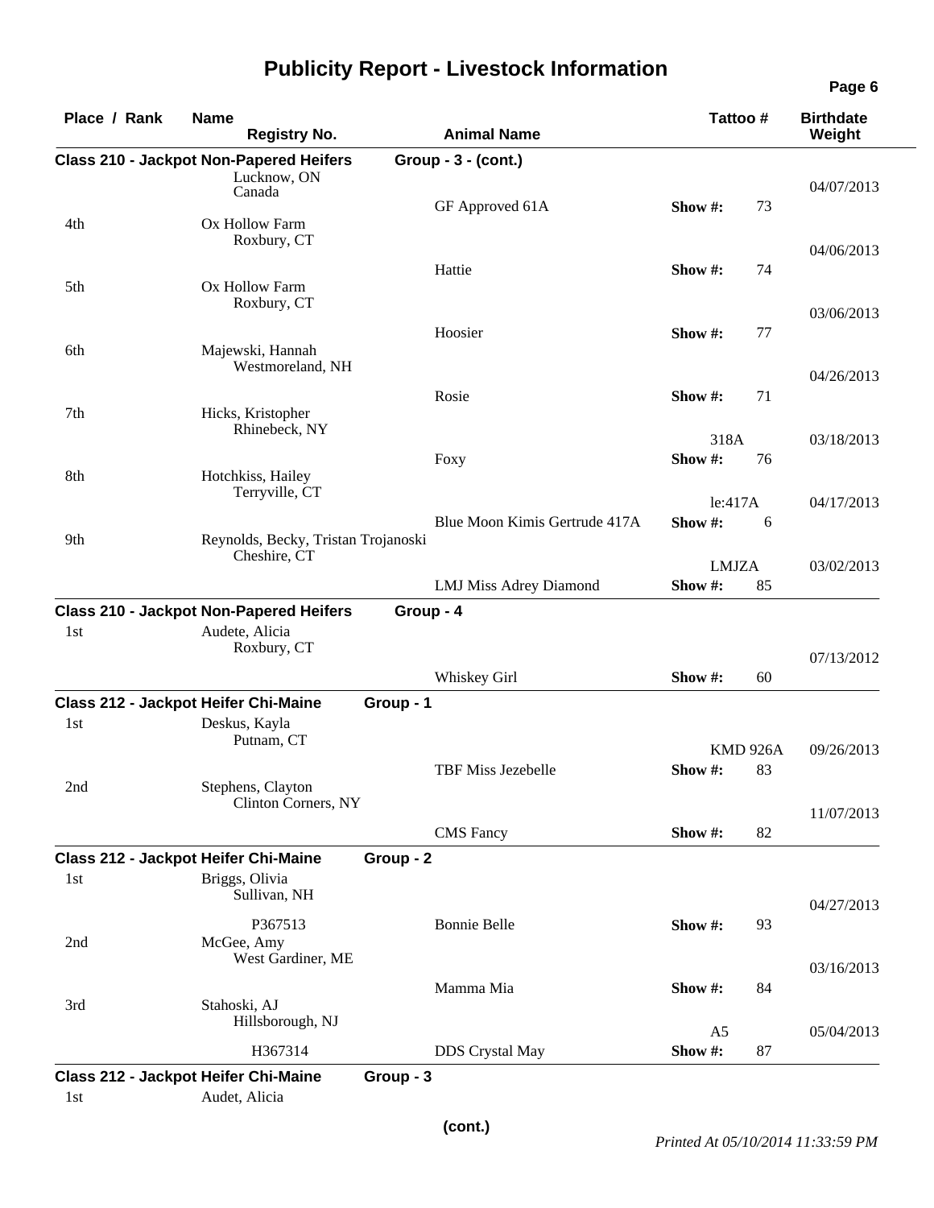# Publicity Report - Livestock Information

| Place / Rank | Name / Registry No. | Animal Name | Tattoo # | Birthdate / Weight |
|---|---|---|---|---|
| **Class 210 - Jackpot Non-Papered Heifers** | | **Group - 3 - (cont.)** | | |
| | Lucknow, ON Canada | GF Approved 61A | Show #: 73 | 04/07/2013 |
| 4th | Ox Hollow Farm Roxbury, CT | Hattie | Show #: 74 | 04/06/2013 |
| 5th | Ox Hollow Farm Roxbury, CT | Hoosier | Show #: 77 | 03/06/2013 |
| 6th | Majewski, Hannah Westmoreland, NH | Rosie | Show #: 71 | 04/26/2013 |
| 7th | Hicks, Kristopher Rhinebeck, NY | Foxy | 318A Show #: 76 | 03/18/2013 |
| 8th | Hotchkiss, Hailey Terryville, CT | Blue Moon Kimis Gertrude 417A | le:417A Show #: 6 | 04/17/2013 |
| 9th | Reynolds, Becky, Tristan Trojanoski Cheshire, CT | LMJ Miss Adrey Diamond | LMJZA Show #: 85 | 03/02/2013 |
| **Class 210 - Jackpot Non-Papered Heifers** | | **Group - 4** | | |
| 1st | Audete, Alicia Roxbury, CT | Whiskey Girl | Show #: 60 | 07/13/2012 |
| **Class 212 - Jackpot Heifer Chi-Maine** | | **Group - 1** | | |
| 1st | Deskus, Kayla Putnam, CT | TBF Miss Jezebelle | KMD 926A Show #: 83 | 09/26/2013 |
| 2nd | Stephens, Clayton Clinton Corners, NY | CMS Fancy | Show #: 82 | 11/07/2013 |
| **Class 212 - Jackpot Heifer Chi-Maine** | | **Group - 2** | | |
| 1st | Briggs, Olivia Sullivan, NH P367513 | Bonnie Belle | Show #: 93 | 04/27/2013 |
| 2nd | McGee, Amy West Gardiner, ME | Mamma Mia | Show #: 84 | 03/16/2013 |
| 3rd | Stahoski, AJ Hillsborough, NJ H367314 | DDS Crystal May | A5 Show #: 87 | 05/04/2013 |
| **Class 212 - Jackpot Heifer Chi-Maine** | | **Group - 3** | | |
| 1st | Audet, Alicia | | | |

**(cont.)**

*Printed At 05/10/2014 11:33:59 PM*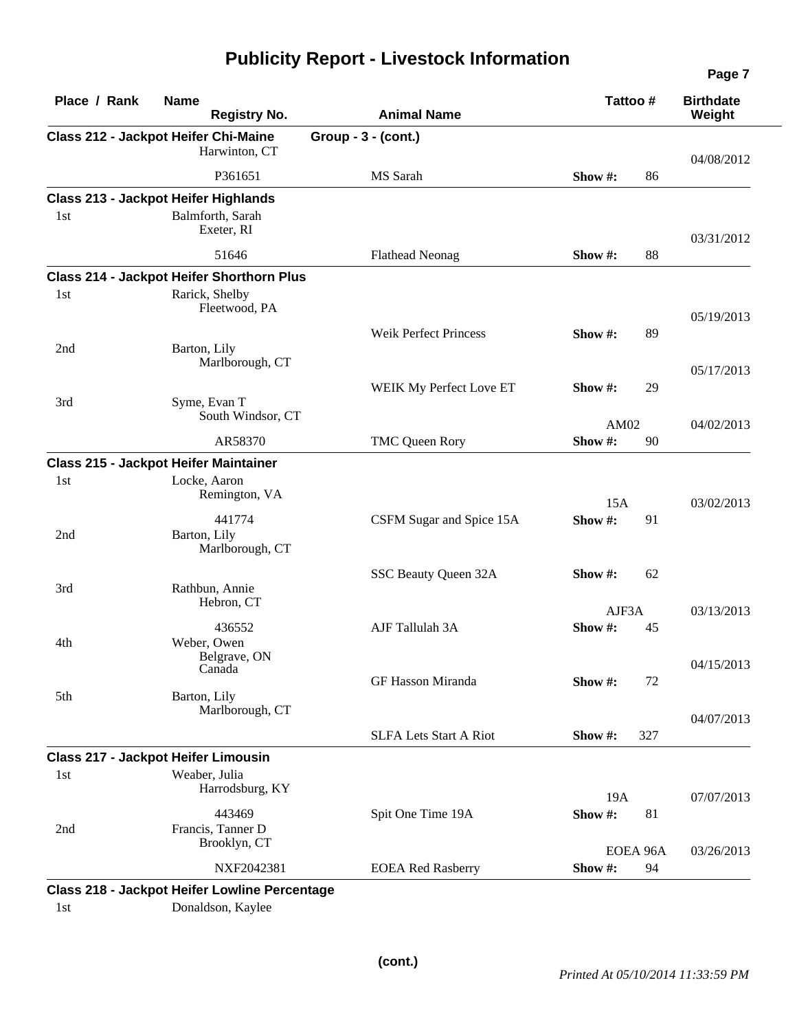# Publicity Report - Livestock Information

| Place / Rank | Name / Registry No. | Animal Name | Tattoo # | Show # | Birthdate / Weight |
|---|---|---|---|---|---|
| **Class 212 - Jackpot Heifer Chi-Maine** | | **Group - 3 - (cont.)** | | | |
| | Harwinton, CT | | | | 04/08/2012 |
| | P361651 | MS Sarah | | 86 | |
| **Class 213 - Jackpot Heifer Highlands** | | | | | |
| 1st | Balmforth, Sarah<br>Exeter, RI | | | | 03/31/2012 |
| | 51646 | Flathead Neonag | | 88 | |
| **Class 214 - Jackpot Heifer Shorthorn Plus** | | | | | |
| 1st | Rarick, Shelby<br>Fleetwood, PA | | | | 05/19/2013 |
| | | Weik Perfect Princess | | 89 | |
| 2nd | Barton, Lily<br>Marlborough, CT | | | | 05/17/2013 |
| | | WEIK My Perfect Love ET | | 29 | |
| 3rd | Syme, Evan T<br>South Windsor, CT | | AM02 | | 04/02/2013 |
| | AR58370 | TMC Queen Rory | | 90 | |
| **Class 215 - Jackpot Heifer Maintainer** | | | | | |
| 1st | Locke, Aaron<br>Remington, VA | | 15A | | 03/02/2013 |
| | 441774 | CSFM Sugar and Spice 15A | | 91 | |
| 2nd | Barton, Lily<br>Marlborough, CT | | | | |
| | | SSC Beauty Queen 32A | | 62 | |
| 3rd | Rathbun, Annie<br>Hebron, CT | | AJF3A | | 03/13/2013 |
| | 436552 | AJF Tallulah 3A | | 45 | |
| 4th | Weber, Owen<br>Belgrave, ON<br>Canada | | | | 04/15/2013 |
| | | GF Hasson Miranda | | 72 | |
| 5th | Barton, Lily<br>Marlborough, CT | | | | 04/07/2013 |
| | | SLFA Lets Start A Riot | | 327 | |
| **Class 217 - Jackpot Heifer Limousin** | | | | | |
| 1st | Weaber, Julia<br>Harrodsburg, KY | | 19A | | 07/07/2013 |
| | 443469 | Spit One Time 19A | | 81 | |
| 2nd | Francis, Tanner D<br>Brooklyn, CT | | EOEA 96A | | 03/26/2013 |
| | NXF2042381 | EOEA Red Rasberry | | 94 | |
| **Class 218 - Jackpot Heifer Lowline Percentage** | | | | | |
| 1st | Donaldson, Kaylee | | | | |

**(cont.)**

*Printed At 05/10/2014 11:33:59 PM*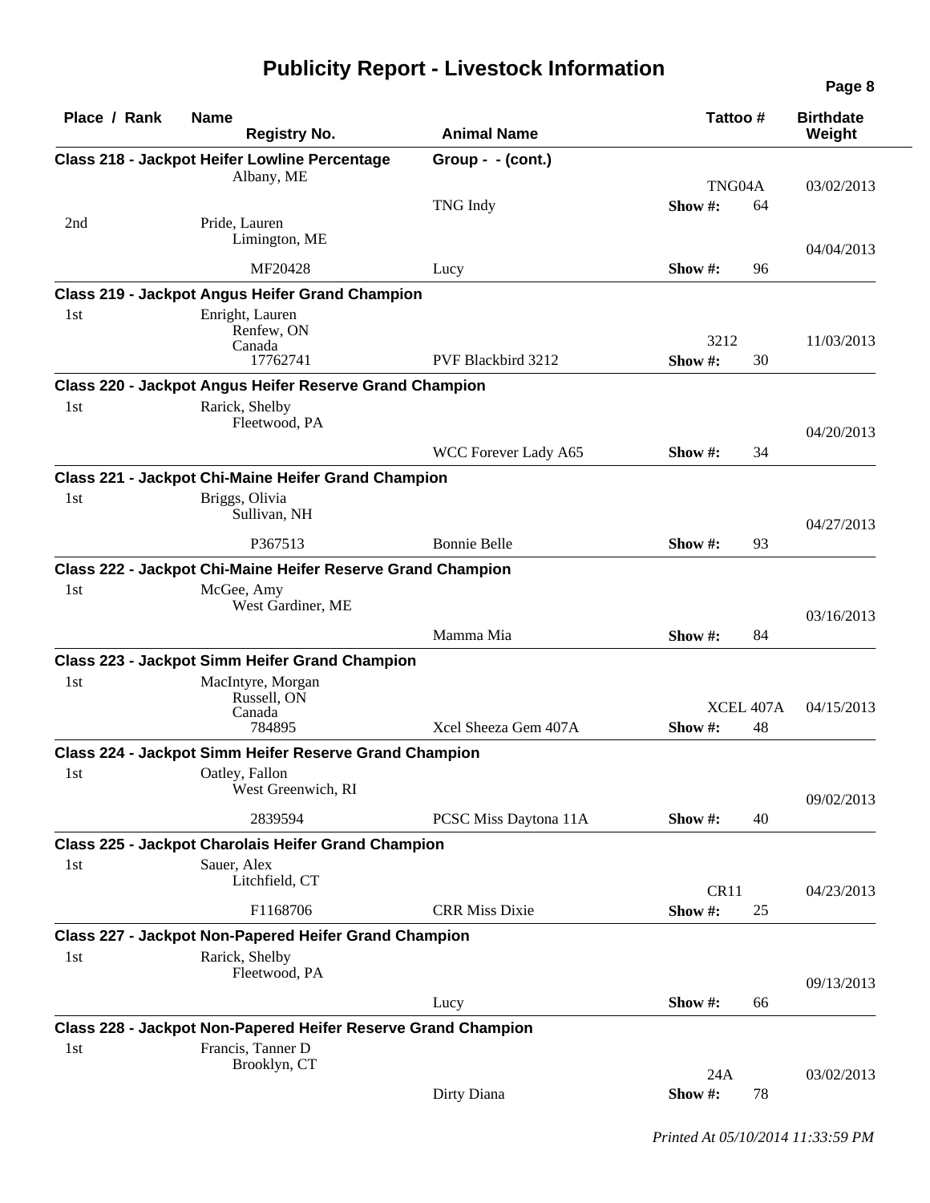# Publicity Report - Livestock Information

| Place / Rank | Name / Registry No. | Animal Name | Tattoo # | | Birthdate / Weight |
|---|---|---|---|---|---|
| **Class 218 - Jackpot Heifer Lowline Percentage** | | **Group - - (cont.)** | | | |
| | Albany, ME | | TNG04A | | 03/02/2013 |
| | | TNG Indy | Show #: | 64 | |
| 2nd | Pride, Lauren<br>Limington, ME | | | | 04/04/2013 |
| | MF20428 | Lucy | Show #: | 96 | |
| **Class 219 - Jackpot Angus Heifer Grand Champion** | | | | | |
| 1st | Enright, Lauren<br>Renfew, ON<br>Canada | | 3212 | | 11/03/2013 |
| | 17762741 | PVF Blackbird 3212 | Show #: | 30 | |
| **Class 220 - Jackpot Angus Heifer Reserve Grand Champion** | | | | | |
| 1st | Rarick, Shelby<br>Fleetwood, PA | | | | 04/20/2013 |
| | | WCC Forever Lady A65 | Show #: | 34 | |
| **Class 221 - Jackpot Chi-Maine Heifer Grand Champion** | | | | | |
| 1st | Briggs, Olivia<br>Sullivan, NH | | | | 04/27/2013 |
| | P367513 | Bonnie Belle | Show #: | 93 | |
| **Class 222 - Jackpot Chi-Maine Heifer Reserve Grand Champion** | | | | | |
| 1st | McGee, Amy<br>West Gardiner, ME | | | | 03/16/2013 |
| | | Mamma Mia | Show #: | 84 | |
| **Class 223 - Jackpot Simm Heifer Grand Champion** | | | | | |
| 1st | MacIntyre, Morgan<br>Russell, ON<br>Canada | | XCEL 407A | | 04/15/2013 |
| | 784895 | Xcel Sheeza Gem 407A | Show #: | 48 | |
| **Class 224 - Jackpot Simm Heifer Reserve Grand Champion** | | | | | |
| 1st | Oatley, Fallon<br>West Greenwich, RI | | | | 09/02/2013 |
| | 2839594 | PCSC Miss Daytona 11A | Show #: | 40 | |
| **Class 225 - Jackpot Charolais Heifer Grand Champion** | | | | | |
| 1st | Sauer, Alex<br>Litchfield, CT | | CR11 | | 04/23/2013 |
| | F1168706 | CRR Miss Dixie | Show #: | 25 | |
| **Class 227 - Jackpot Non-Papered Heifer Grand Champion** | | | | | |
| 1st | Rarick, Shelby<br>Fleetwood, PA | | | | 09/13/2013 |
| | | Lucy | Show #: | 66 | |
| **Class 228 - Jackpot Non-Papered Heifer Reserve Grand Champion** | | | | | |
| 1st | Francis, Tanner D<br>Brooklyn, CT | | 24A | | 03/02/2013 |
| | | Dirty Diana | Show #: | 78 | |

*Printed At 05/10/2014 11:33:59 PM*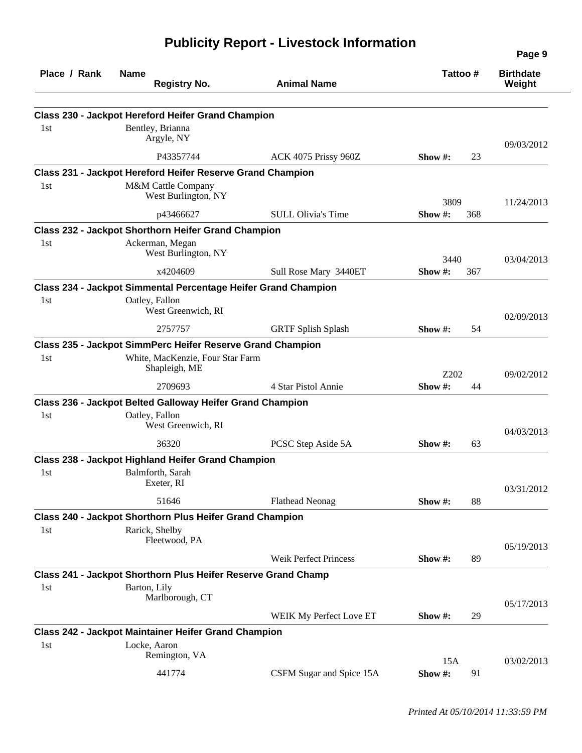# Publicity Report - Livestock Information

| Place / Rank | Name / Registry No. | Animal Name | Tattoo # | | Birthdate / Weight |
|---|---|---|---|---|---|
| **Class 230 - Jackpot Hereford Heifer Grand Champion** | | | | | |
| 1st | Bentley, Brianna<br>Argyle, NY | | | | 09/03/2012 |
| | P43357744 | ACK 4075 Prissy 960Z | Show #: | 23 | |
| **Class 231 - Jackpot Hereford Heifer Reserve Grand Champion** | | | | | |
| 1st | M&M Cattle Company<br>West Burlington, NY | | 3809 | | 11/24/2013 |
| | p43466627 | SULL Olivia's Time | Show #: | 368 | |
| **Class 232 - Jackpot Shorthorn Heifer Grand Champion** | | | | | |
| 1st | Ackerman, Megan<br>West Burlington, NY | | 3440 | | 03/04/2013 |
| | x4204609 | Sull Rose Mary 3440ET | Show #: | 367 | |
| **Class 234 - Jackpot Simmental Percentage Heifer Grand Champion** | | | | | |
| 1st | Oatley, Fallon<br>West Greenwich, RI | | | | 02/09/2013 |
| | 2757757 | GRTF Splish Splash | Show #: | 54 | |
| **Class 235 - Jackpot SimmPerc Heifer Reserve Grand Champion** | | | | | |
| 1st | White, MacKenzie, Four Star Farm<br>Shapleigh, ME | | Z202 | | 09/02/2012 |
| | 2709693 | 4 Star Pistol Annie | Show #: | 44 | |
| **Class 236 - Jackpot Belted Galloway Heifer Grand Champion** | | | | | |
| 1st | Oatley, Fallon<br>West Greenwich, RI | | | | 04/03/2013 |
| | 36320 | PCSC Step Aside 5A | Show #: | 63 | |
| **Class 238 - Jackpot Highland Heifer Grand Champion** | | | | | |
| 1st | Balmforth, Sarah<br>Exeter, RI | | | | 03/31/2012 |
| | 51646 | Flathead Neonag | Show #: | 88 | |
| **Class 240 - Jackpot Shorthorn Plus Heifer Grand Champion** | | | | | |
| 1st | Rarick, Shelby<br>Fleetwood, PA | | | | 05/19/2013 |
| | | Weik Perfect Princess | Show #: | 89 | |
| **Class 241 - Jackpot Shorthorn Plus Heifer Reserve Grand Champ** | | | | | |
| 1st | Barton, Lily<br>Marlborough, CT | | | | 05/17/2013 |
| | | WEIK My Perfect Love ET | Show #: | 29 | |
| **Class 242 - Jackpot Maintainer Heifer Grand Champion** | | | | | |
| 1st | Locke, Aaron<br>Remington, VA | | 15A | | 03/02/2013 |
| | 441774 | CSFM Sugar and Spice 15A | Show #: | 91 | |

*Printed At 05/10/2014 11:33:59 PM*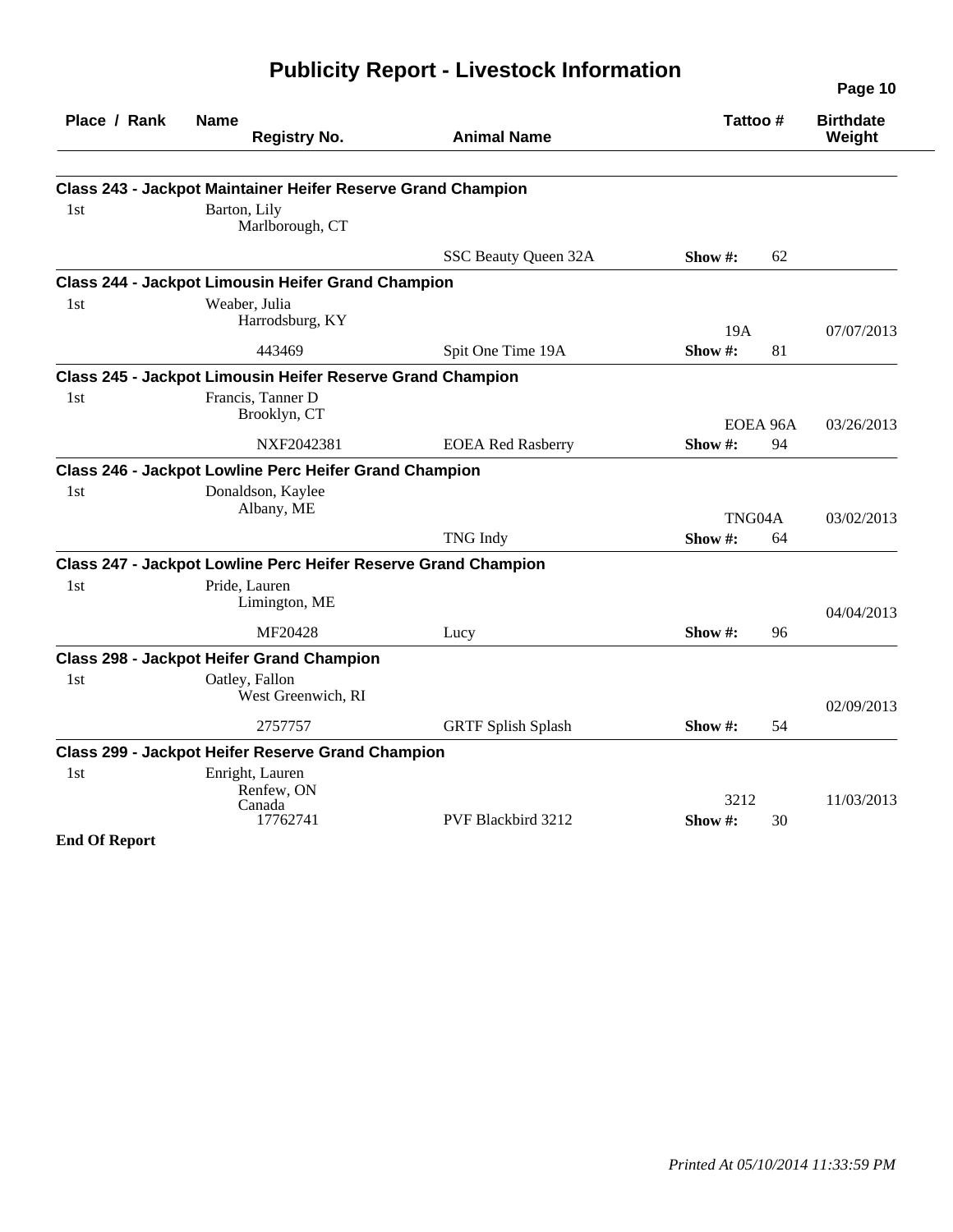# Publicity Report - Livestock Information

| Place / Rank | Name / Registry No. | Animal Name | Tattoo # | Birthdate / Weight |
|---|---|---|---|---|
| **Class 243 - Jackpot Maintainer Heifer Reserve Grand Champion** | | | | |
| 1st | Barton, Lily<br>Marlborough, CT | | | |
| | | SSC Beauty Queen 32A | Show #: 62 | |
| **Class 244 - Jackpot Limousin Heifer Grand Champion** | | | | |
| 1st | Weaber, Julia<br>Harrodsburg, KY | | 19A | 07/07/2013 |
| | 443469 | Spit One Time 19A | Show #: 81 | |
| **Class 245 - Jackpot Limousin Heifer Reserve Grand Champion** | | | | |
| 1st | Francis, Tanner D<br>Brooklyn, CT | | EOEA 96A | 03/26/2013 |
| | NXF2042381 | EOEA Red Rasberry | Show #: 94 | |
| **Class 246 - Jackpot Lowline Perc Heifer Grand Champion** | | | | |
| 1st | Donaldson, Kaylee<br>Albany, ME | | TNG04A | 03/02/2013 |
| | | TNG Indy | Show #: 64 | |
| **Class 247 - Jackpot Lowline Perc Heifer Reserve Grand Champion** | | | | |
| 1st | Pride, Lauren<br>Limington, ME | | | 04/04/2013 |
| | MF20428 | Lucy | Show #: 96 | |
| **Class 298 - Jackpot Heifer Grand Champion** | | | | |
| 1st | Oatley, Fallon<br>West Greenwich, RI | | | 02/09/2013 |
| | 2757757 | GRTF Splish Splash | Show #: 54 | |
| **Class 299 - Jackpot Heifer Reserve Grand Champion** | | | | |
| 1st | Enright, Lauren<br>Renfew, ON<br>Canada | | 3212 | 11/03/2013 |
| | 17762741 | PVF Blackbird 3212 | Show #: 30 | |

**End Of Report**

*Printed At 05/10/2014 11:33:59 PM*